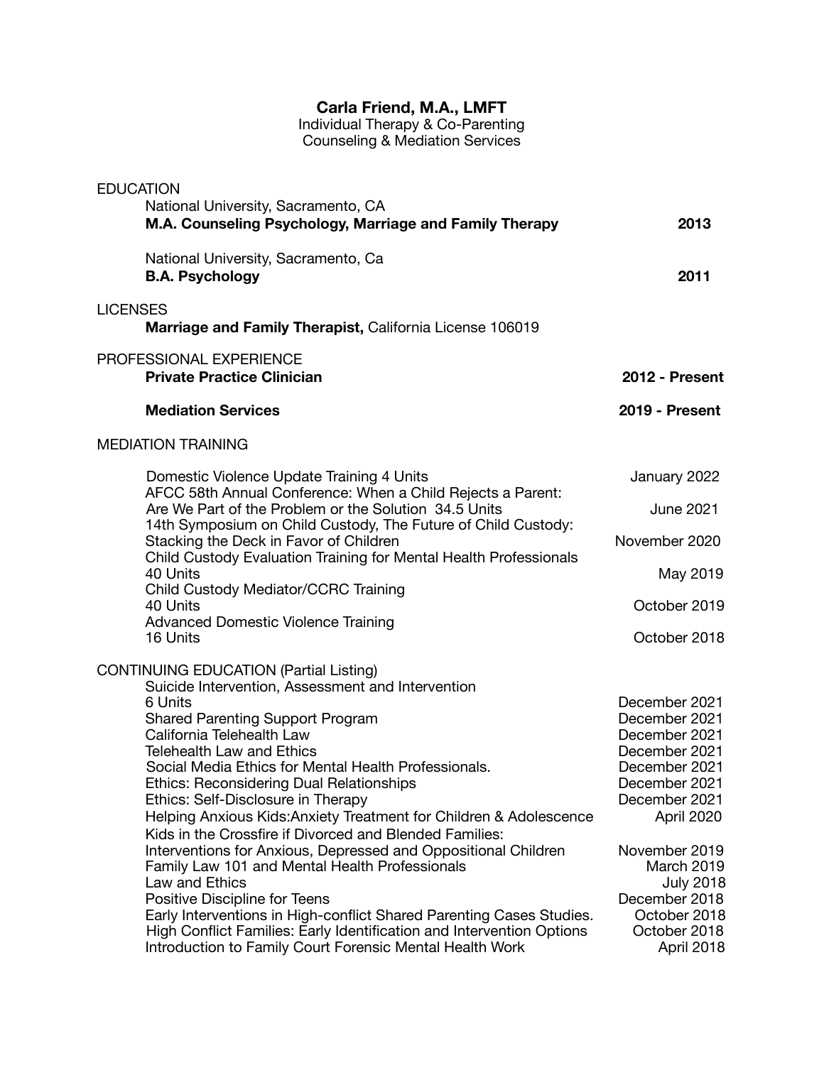# Carla Friend, M.A., LMFT

Individual Therapy & Co-Parenting
Counseling & Mediation Services

## EDUCATION

National University, Sacramento, CA
**M.A. Counseling Psychology, Marriage and Family Therapy** — **2013**

National University, Sacramento, Ca
**B.A. Psychology** — **2011**

## LICENSES

**Marriage and Family Therapist,** California License 106019

## PROFESSIONAL EXPERIENCE

**Private Practice Clinician** — **2012 - Present**

**Mediation Services** — **2019 - Present**

## MEDIATION TRAINING

| Training | Date |
|---|---|
| Domestic Violence Update Training 4 Units | January 2022 |
| AFCC 58th Annual Conference: When a Child Rejects a Parent: Are We Part of the Problem or the Solution 34.5 Units | June 2021 |
| 14th Symposium on Child Custody, The Future of Child Custody: Stacking the Deck in Favor of Children | November 2020 |
| Child Custody Evaluation Training for Mental Health Professionals 40 Units | May 2019 |
| Child Custody Mediator/CCRC Training 40 Units | October 2019 |
| Advanced Domestic Violence Training 16 Units | October 2018 |

## CONTINUING EDUCATION (Partial Listing)

| Course | Date |
|---|---|
| Suicide Intervention, Assessment and Intervention 6 Units | December 2021 |
| Shared Parenting Support Program | December 2021 |
| California Telehealth Law | December 2021 |
| Telehealth Law and Ethics | December 2021 |
| Social Media Ethics for Mental Health Professionals. | December 2021 |
| Ethics: Reconsidering Dual Relationships | December 2021 |
| Ethics: Self-Disclosure in Therapy | December 2021 |
| Helping Anxious Kids:Anxiety Treatment for Children & Adolescence | April 2020 |
| Kids in the Crossfire if Divorced and Blended Families: Interventions for Anxious, Depressed and Oppositional Children | November 2019 |
| Family Law 101 and Mental Health Professionals | March 2019 |
| Law and Ethics | July 2018 |
| Positive Discipline for Teens | December 2018 |
| Early Interventions in High-conflict Shared Parenting Cases Studies. | October 2018 |
| High Conflict Families: Early Identification and Intervention Options | October 2018 |
| Introduction to Family Court Forensic Mental Health Work | April 2018 |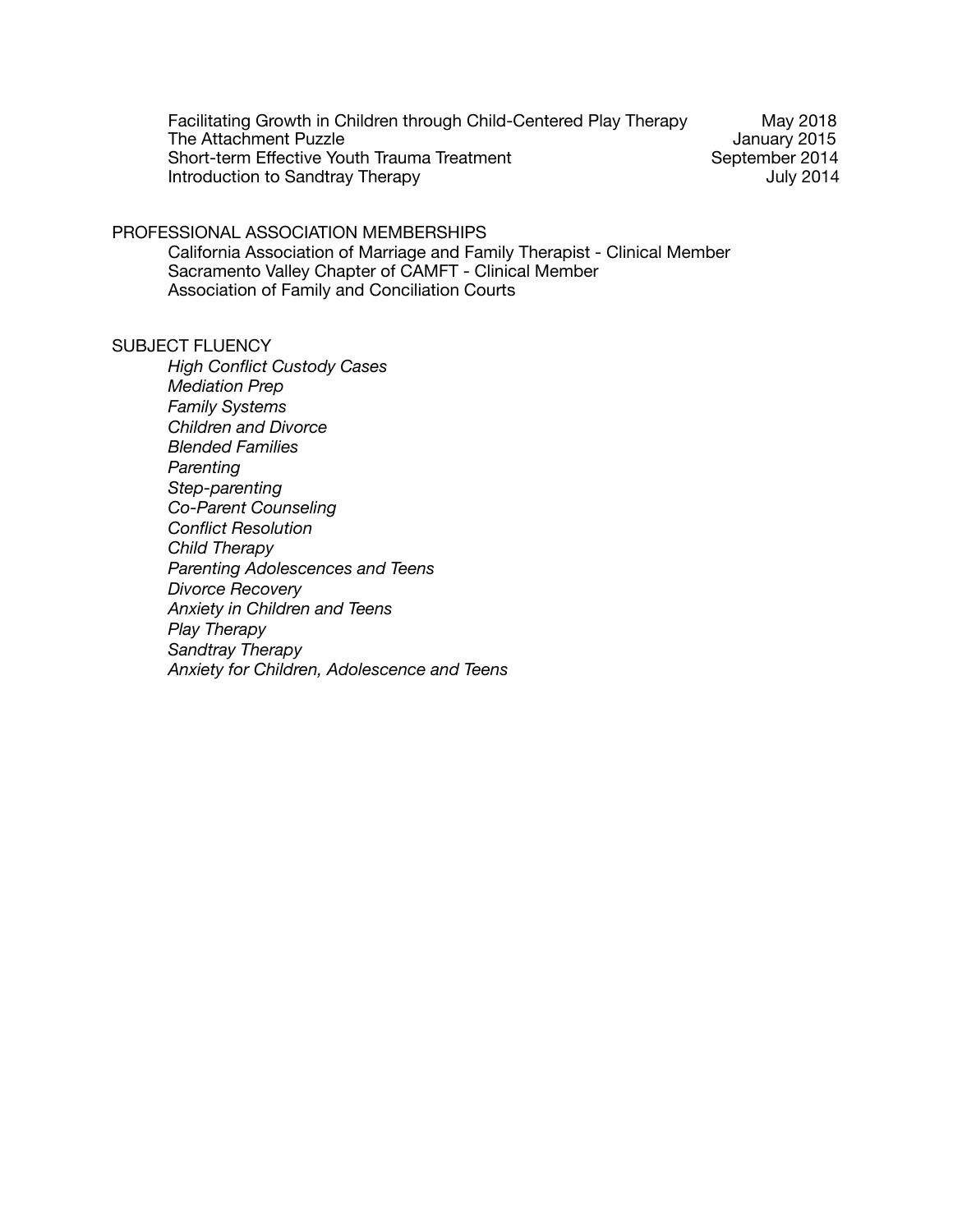| | |
|---|---|
| Facilitating Growth in Children through Child-Centered Play Therapy | May 2018 |
| The Attachment Puzzle | January 2015 |
| Short-term Effective Youth Trauma Treatment | September 2014 |
| Introduction to Sandtray Therapy | July 2014 |

## PROFESSIONAL ASSOCIATION MEMBERSHIPS

California Association of Marriage and Family Therapist - Clinical Member
Sacramento Valley Chapter of CAMFT - Clinical Member
Association of Family and Conciliation Courts

## SUBJECT FLUENCY

*High Conflict Custody Cases*
*Mediation Prep*
*Family Systems*
*Children and Divorce*
*Blended Families*
*Parenting*
*Step-parenting*
*Co-Parent Counseling*
*Conflict Resolution*
*Child Therapy*
*Parenting Adolescences and Teens*
*Divorce Recovery*
*Anxiety in Children and Teens*
*Play Therapy*
*Sandtray Therapy*
*Anxiety for Children, Adolescence and Teens*